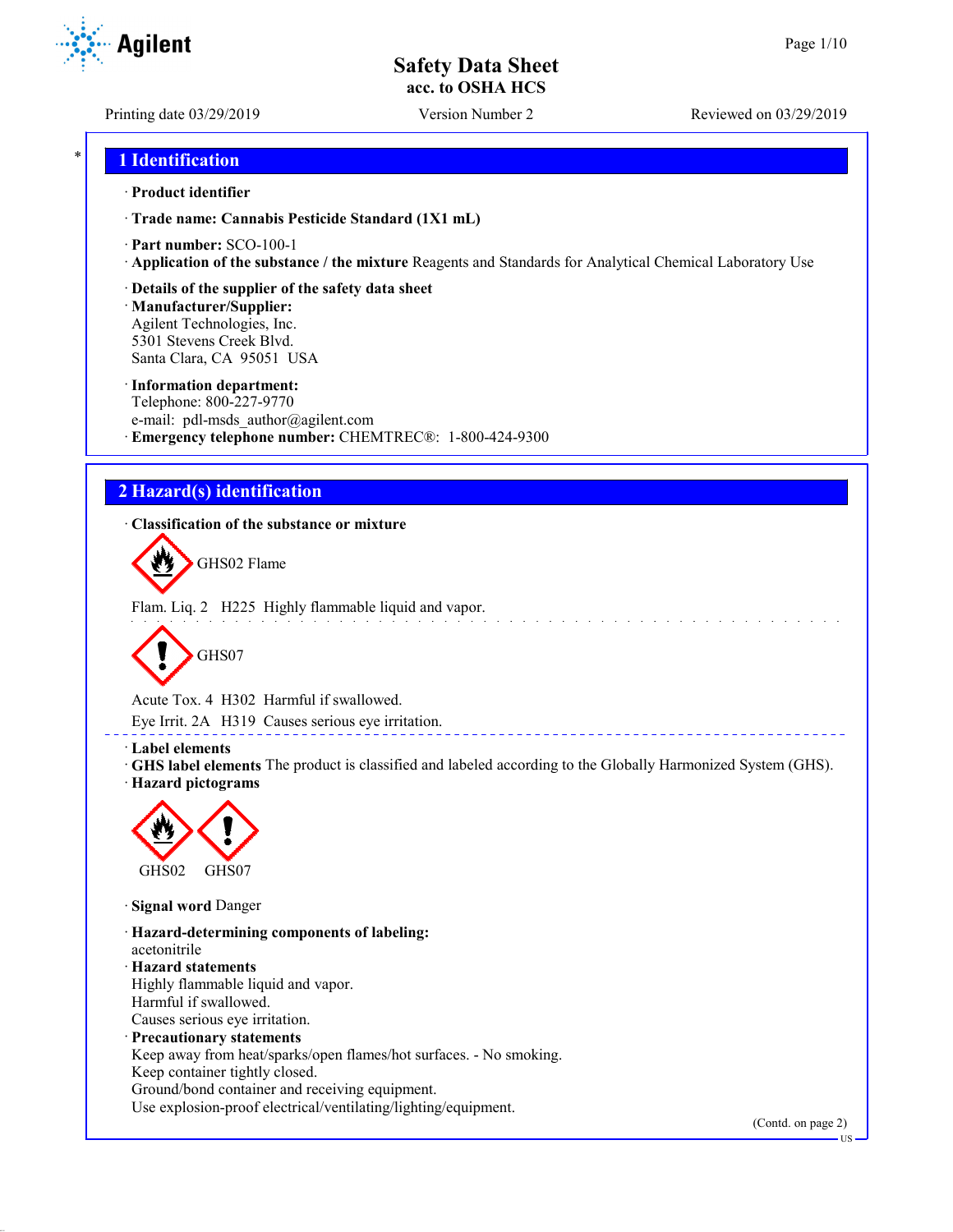# Safety Data Sheet
## acc. to OSHA HCS

Printing date 03/29/2019 · Version Number 2 · Reviewed on 03/29/2019

## 1 Identification

· **Product identifier**

· **Trade name: Cannabis Pesticide Standard (1X1 mL)**

· **Part number:** SCO-100-1

· **Application of the substance / the mixture** Reagents and Standards for Analytical Chemical Laboratory Use

· **Details of the supplier of the safety data sheet**

· **Manufacturer/Supplier:**
Agilent Technologies, Inc.
5301 Stevens Creek Blvd.
Santa Clara, CA 95051 USA

· **Information department:**
Telephone: 800-227-9770
e-mail: pdl-msds_author@agilent.com

· **Emergency telephone number:** CHEMTREC®: 1-800-424-9300

## 2 Hazard(s) identification

· **Classification of the substance or mixture**

GHS02 Flame

Flam. Liq. 2 H225 Highly flammable liquid and vapor.

GHS07

Acute Tox. 4 H302 Harmful if swallowed.

Eye Irrit. 2A H319 Causes serious eye irritation.

· **Label elements**

· **GHS label elements** The product is classified and labeled according to the Globally Harmonized System (GHS).

· **Hazard pictograms**

GHS02 GHS07

· **Signal word** Danger

· **Hazard-determining components of labeling:**
acetonitrile

· **Hazard statements**
Highly flammable liquid and vapor.
Harmful if swallowed.
Causes serious eye irritation.

· **Precautionary statements**
Keep away from heat/sparks/open flames/hot surfaces. - No smoking.
Keep container tightly closed.
Ground/bond container and receiving equipment.
Use explosion-proof electrical/ventilating/lighting/equipment.

(Contd. on page 2)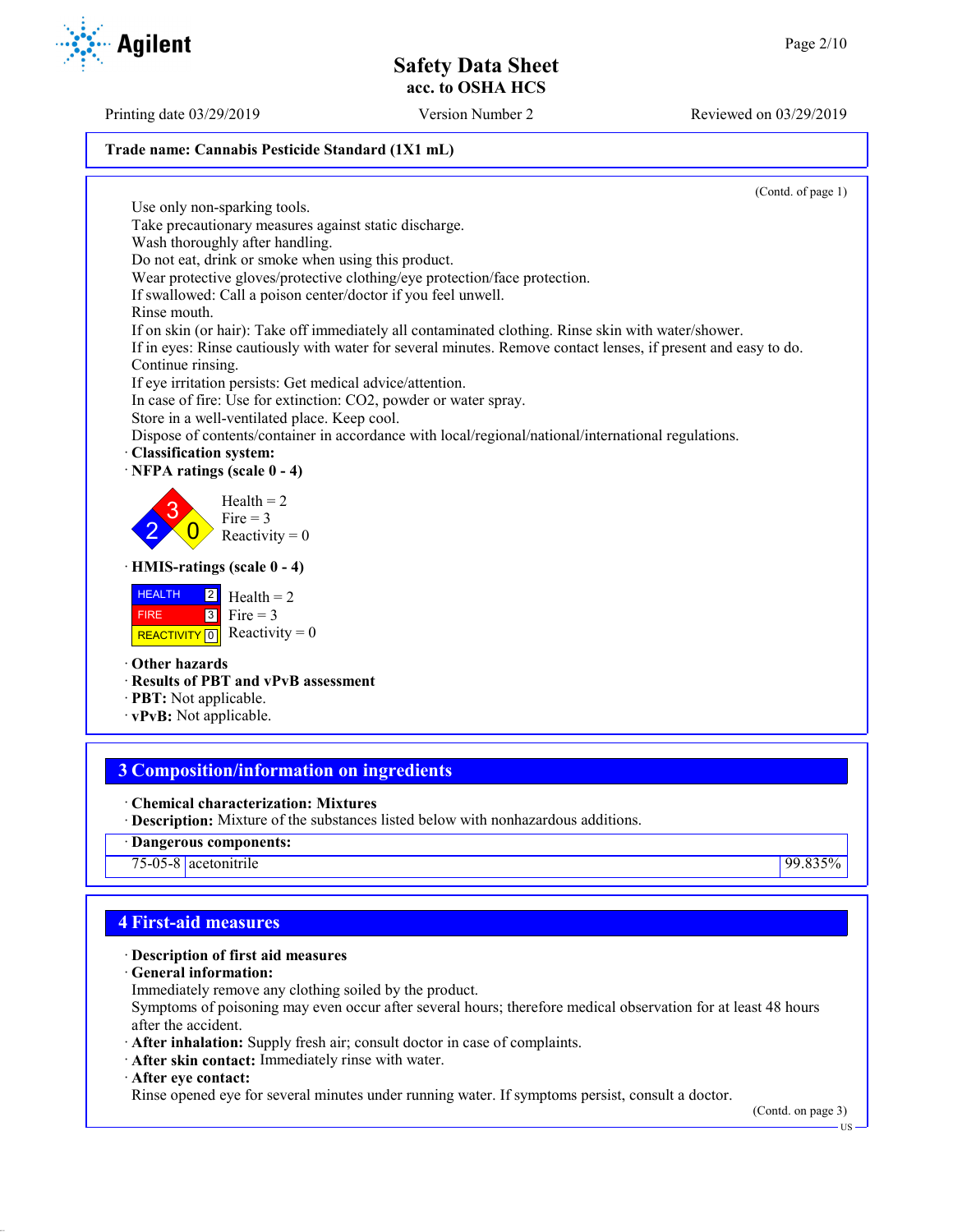**Trade name: Cannabis Pesticide Standard (1X1 mL)**

(Contd. of page 1)

Use only non-sparking tools.
Take precautionary measures against static discharge.
Wash thoroughly after handling.
Do not eat, drink or smoke when using this product.
Wear protective gloves/protective clothing/eye protection/face protection.
If swallowed: Call a poison center/doctor if you feel unwell.
Rinse mouth.
If on skin (or hair): Take off immediately all contaminated clothing. Rinse skin with water/shower.
If in eyes: Rinse cautiously with water for several minutes. Remove contact lenses, if present and easy to do. Continue rinsing.
If eye irritation persists: Get medical advice/attention.
In case of fire: Use for extinction: CO2, powder or water spray.
Store in a well-ventilated place. Keep cool.
Dispose of contents/container in accordance with local/regional/national/international regulations.

· **Classification system:**
· **NFPA ratings (scale 0 - 4)**

Health = 2
Fire = 3
Reactivity = 0

· **HMIS-ratings (scale 0 - 4)**

| | | |
|---|---|---|
| HEALTH | 2 | Health = 2 |
| FIRE | 3 | Fire = 3 |
| REACTIVITY | 0 | Reactivity = 0 |

· **Other hazards**
· **Results of PBT and vPvB assessment**
· **PBT:** Not applicable.
· **vPvB:** Not applicable.

## 3 Composition/information on ingredients

· **Chemical characterization: Mixtures**
· **Description:** Mixture of the substances listed below with nonhazardous additions.

| · **Dangerous components:** | | |
|---|---|---|
| 75-05-8 | acetonitrile | 99.835% |

## 4 First-aid measures

· **Description of first aid measures**
· **General information:**
Immediately remove any clothing soiled by the product.
Symptoms of poisoning may even occur after several hours; therefore medical observation for at least 48 hours after the accident.
· **After inhalation:** Supply fresh air; consult doctor in case of complaints.
· **After skin contact:** Immediately rinse with water.
· **After eye contact:**
Rinse opened eye for several minutes under running water. If symptoms persist, consult a doctor.

(Contd. on page 3)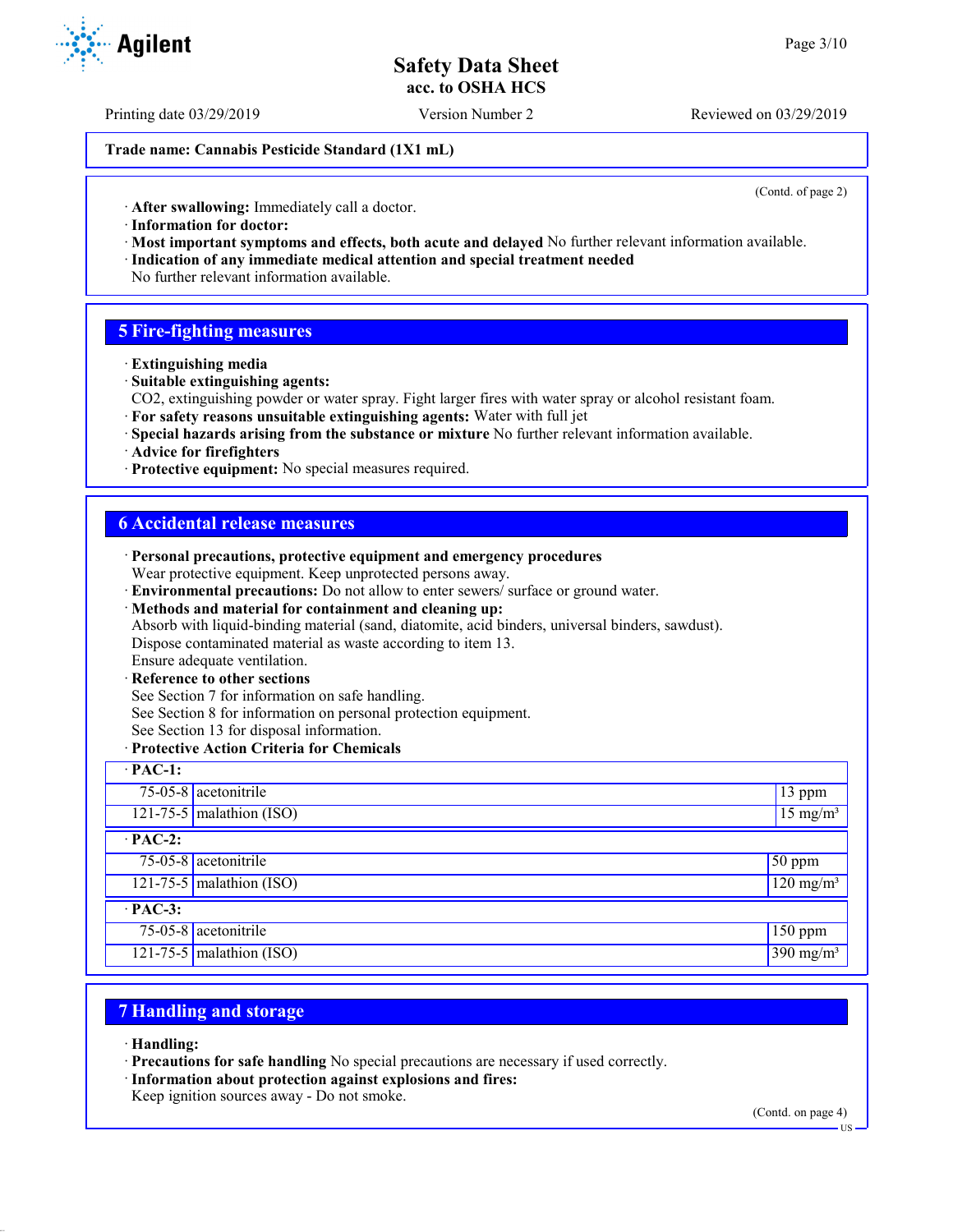Printing date 03/29/2019 | Version Number 2 | Reviewed on 03/29/2019

**Trade name: Cannabis Pesticide Standard (1X1 mL)**

(Contd. of page 2)

· **After swallowing:** Immediately call a doctor.
· **Information for doctor:**
· **Most important symptoms and effects, both acute and delayed** No further relevant information available.
· **Indication of any immediate medical attention and special treatment needed**
No further relevant information available.

## 5 Fire-fighting measures

· **Extinguishing media**
· **Suitable extinguishing agents:**
$CO_2$, extinguishing powder or water spray. Fight larger fires with water spray or alcohol resistant foam.
· **For safety reasons unsuitable extinguishing agents:** Water with full jet
· **Special hazards arising from the substance or mixture** No further relevant information available.
· **Advice for firefighters**
· **Protective equipment:** No special measures required.

## 6 Accidental release measures

· **Personal precautions, protective equipment and emergency procedures**
Wear protective equipment. Keep unprotected persons away.
· **Environmental precautions:** Do not allow to enter sewers/ surface or ground water.
· **Methods and material for containment and cleaning up:**
Absorb with liquid-binding material (sand, diatomite, acid binders, universal binders, sawdust).
Dispose contaminated material as waste according to item 13.
Ensure adequate ventilation.
· **Reference to other sections**
See Section 7 for information on safe handling.
See Section 8 for information on personal protection equipment.
See Section 13 for disposal information.
· **Protective Action Criteria for Chemicals**

| · **PAC-1:** | | |
|---|---|---|
| 75-05-8 | acetonitrile | 13 ppm |
| 121-75-5 | malathion (ISO) | 15 mg/m³ |
| · **PAC-2:** | | |
| 75-05-8 | acetonitrile | 50 ppm |
| 121-75-5 | malathion (ISO) | 120 mg/m³ |
| · **PAC-3:** | | |
| 75-05-8 | acetonitrile | 150 ppm |
| 121-75-5 | malathion (ISO) | 390 mg/m³ |

## 7 Handling and storage

· **Handling:**
· **Precautions for safe handling** No special precautions are necessary if used correctly.
· **Information about protection against explosions and fires:**
Keep ignition sources away - Do not smoke.

(Contd. on page 4)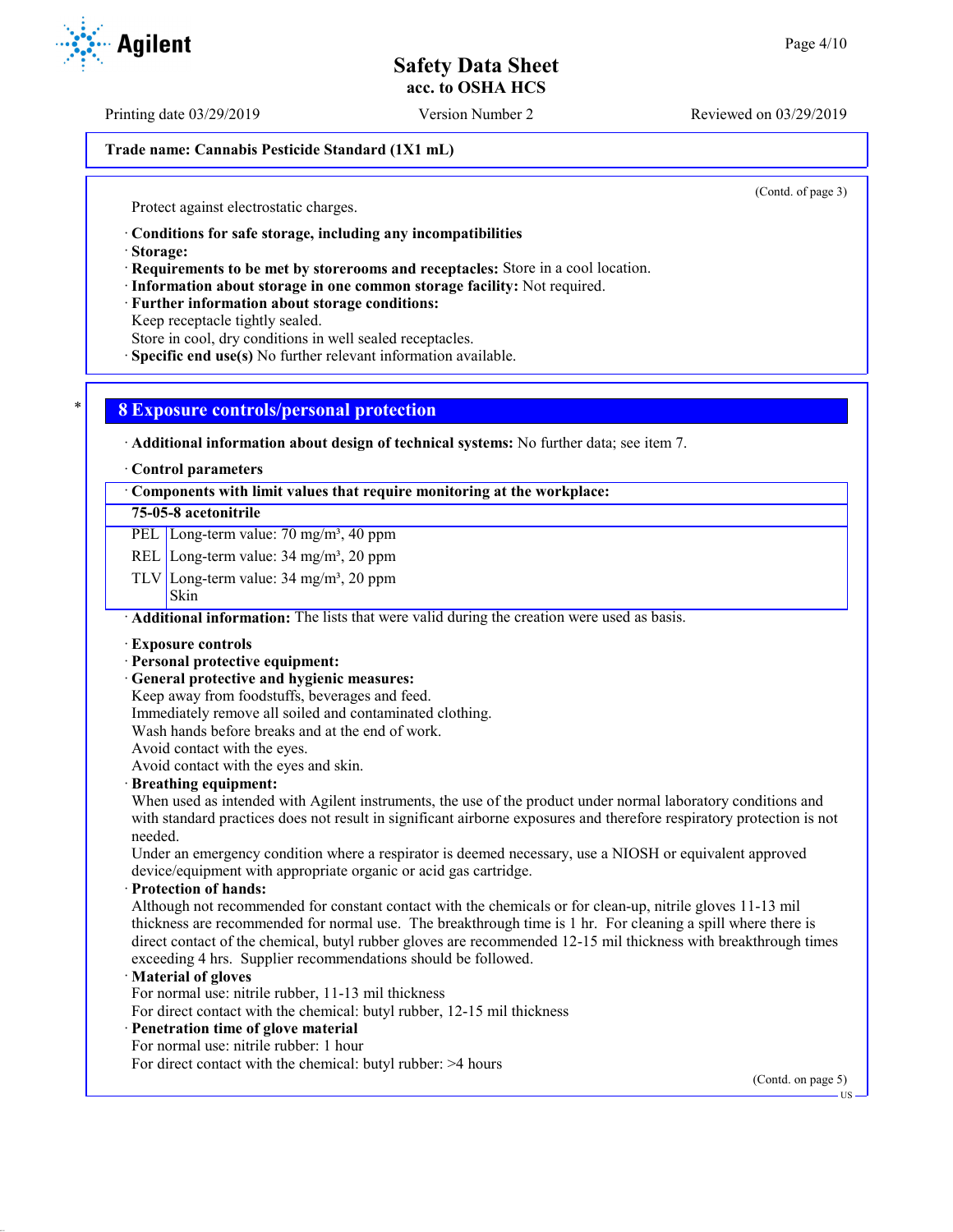Trade name: Cannabis Pesticide Standard (1X1 mL)

(Contd. of page 3)

Protect against electrostatic charges.

· **Conditions for safe storage, including any incompatibilities**
· **Storage:**
· **Requirements to be met by storerooms and receptacles:** Store in a cool location.
· **Information about storage in one common storage facility:** Not required.
· **Further information about storage conditions:**
Keep receptacle tightly sealed.
Store in cool, dry conditions in well sealed receptacles.
· **Specific end use(s)** No further relevant information available.

## 8 Exposure controls/personal protection

· **Additional information about design of technical systems:** No further data; see item 7.

· **Control parameters**

| · Components with limit values that require monitoring at the workplace: | |
|---|---|
| **75-05-8 acetonitrile** | |
| PEL | Long-term value: 70 mg/m³, 40 ppm |
| REL | Long-term value: 34 mg/m³, 20 ppm |
| TLV | Long-term value: 34 mg/m³, 20 ppm<br>Skin |

· **Additional information:** The lists that were valid during the creation were used as basis.

· **Exposure controls**
· **Personal protective equipment:**
· **General protective and hygienic measures:**
Keep away from foodstuffs, beverages and feed.
Immediately remove all soiled and contaminated clothing.
Wash hands before breaks and at the end of work.
Avoid contact with the eyes.
Avoid contact with the eyes and skin.
· **Breathing equipment:**
When used as intended with Agilent instruments, the use of the product under normal laboratory conditions and with standard practices does not result in significant airborne exposures and therefore respiratory protection is not needed.
Under an emergency condition where a respirator is deemed necessary, use a NIOSH or equivalent approved device/equipment with appropriate organic or acid gas cartridge.
· **Protection of hands:**
Although not recommended for constant contact with the chemicals or for clean-up, nitrile gloves 11-13 mil thickness are recommended for normal use. The breakthrough time is 1 hr. For cleaning a spill where there is direct contact of the chemical, butyl rubber gloves are recommended 12-15 mil thickness with breakthrough times exceeding 4 hrs. Supplier recommendations should be followed.
· **Material of gloves**
For normal use: nitrile rubber, 11-13 mil thickness
For direct contact with the chemical: butyl rubber, 12-15 mil thickness
· **Penetration time of glove material**
For normal use: nitrile rubber: 1 hour
For direct contact with the chemical: butyl rubber: >4 hours

(Contd. on page 5)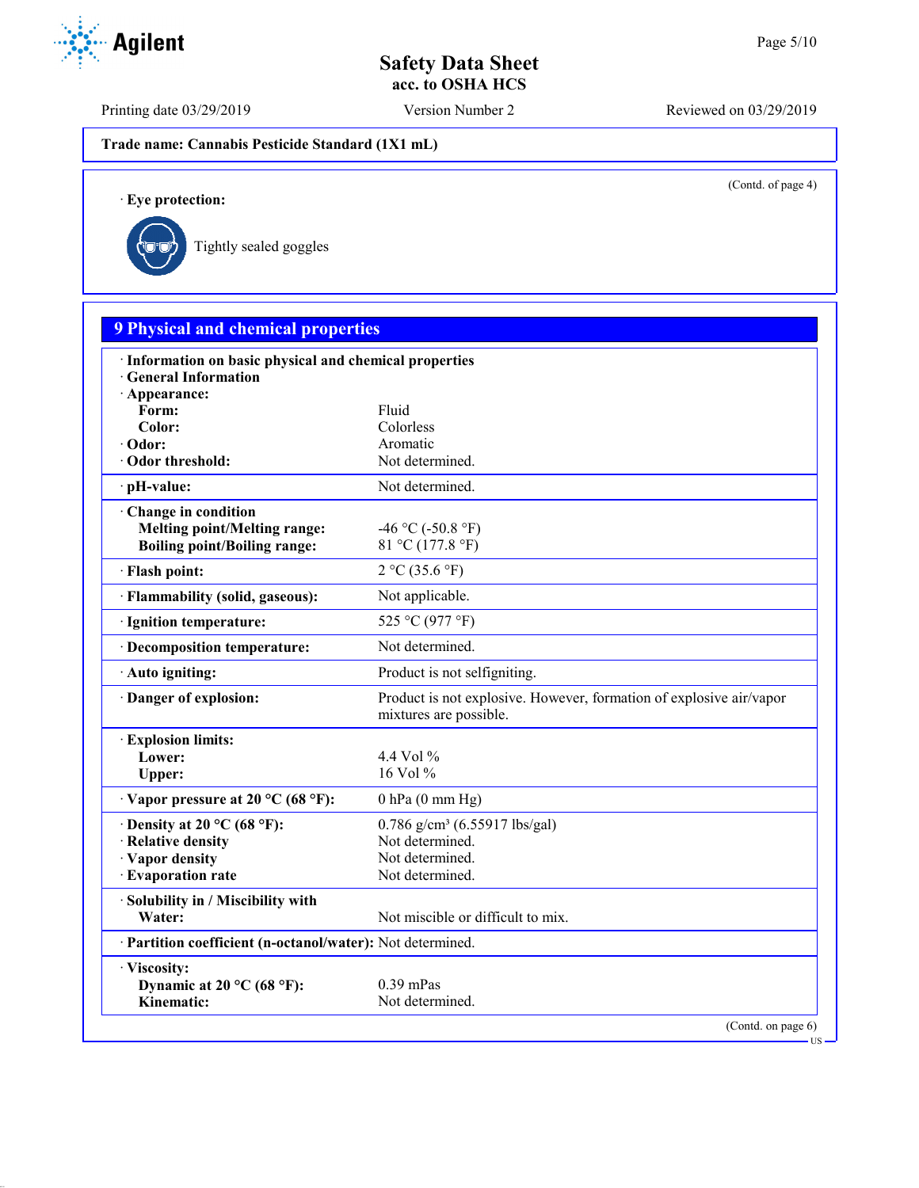Trade name: Cannabis Pesticide Standard (1X1 mL)

(Contd. of page 4)

· **Eye protection:**

Tightly sealed goggles

## 9 Physical and chemical properties

| | |
|---|---|
| · **Information on basic physical and chemical properties** | |
| · **General Information** | |
| · **Appearance:** | |
| **Form:** | Fluid |
| **Color:** | Colorless |
| · **Odor:** | Aromatic |
| · **Odor threshold:** | Not determined. |
| · **pH-value:** | Not determined. |
| · **Change in condition** | |
| **Melting point/Melting range:** | -46 °C (-50.8 °F) |
| **Boiling point/Boiling range:** | 81 °C (177.8 °F) |
| · **Flash point:** | 2 °C (35.6 °F) |
| · **Flammability (solid, gaseous):** | Not applicable. |
| · **Ignition temperature:** | 525 °C (977 °F) |
| · **Decomposition temperature:** | Not determined. |
| · **Auto igniting:** | Product is not selfigniting. |
| · **Danger of explosion:** | Product is not explosive. However, formation of explosive air/vapor mixtures are possible. |
| · **Explosion limits:** | |
| **Lower:** | 4.4 Vol % |
| **Upper:** | 16 Vol % |
| · **Vapor pressure at 20 °C (68 °F):** | 0 hPa (0 mm Hg) |
| · **Density at 20 °C (68 °F):** | 0.786 g/cm³ (6.55917 lbs/gal) |
| · **Relative density** | Not determined. |
| · **Vapor density** | Not determined. |
| · **Evaporation rate** | Not determined. |
| · **Solubility in / Miscibility with** | |
| **Water:** | Not miscible or difficult to mix. |
| · **Partition coefficient (n-octanol/water):** | Not determined. |
| · **Viscosity:** | |
| **Dynamic at 20 °C (68 °F):** | 0.39 mPas |
| **Kinematic:** | Not determined. |

(Contd. on page 6)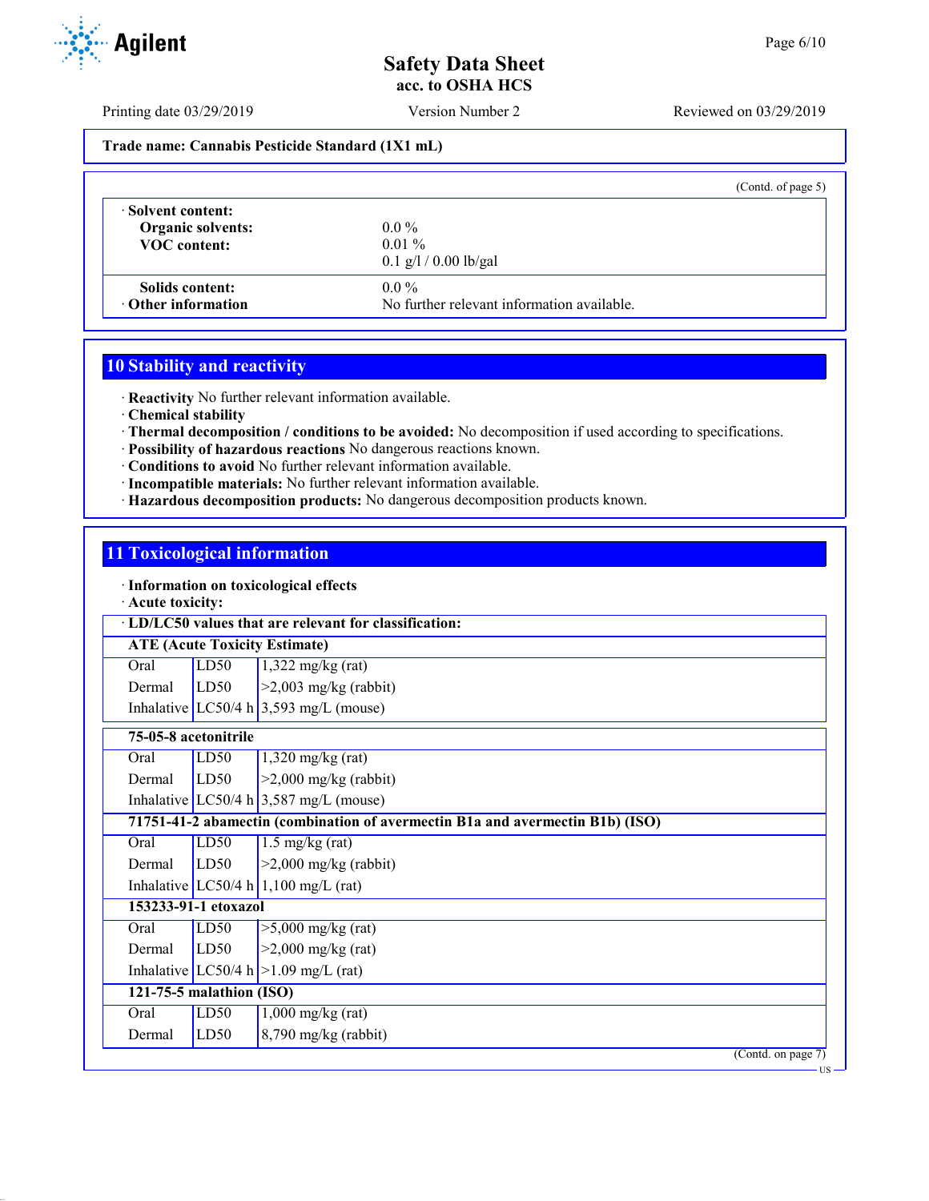Trade name: Cannabis Pesticide Standard (1X1 mL)

(Contd. of page 5)

| | |
|---|---|
| · **Solvent content:** | |
| **Organic solvents:** | 0.0 % |
| **VOC content:** | 0.01 % |
| | 0.1 g/l / 0.00 lb/gal |
| **Solids content:** | 0.0 % |
| · **Other information** | No further relevant information available. |

## 10 Stability and reactivity

· **Reactivity** No further relevant information available.
· **Chemical stability**
· **Thermal decomposition / conditions to be avoided:** No decomposition if used according to specifications.
· **Possibility of hazardous reactions** No dangerous reactions known.
· **Conditions to avoid** No further relevant information available.
· **Incompatible materials:** No further relevant information available.
· **Hazardous decomposition products:** No dangerous decomposition products known.

## 11 Toxicological information

· **Information on toxicological effects**
· **Acute toxicity:**

· **LD/LC50 values that are relevant for classification:**

| | | |
|---|---|---|
| **ATE (Acute Toxicity Estimate)** | | |
| Oral | LD50 | 1,322 mg/kg (rat) |
| Dermal | LD50 | >2,003 mg/kg (rabbit) |
| Inhalative | LC50/4 h | 3,593 mg/L (mouse) |
| **75-05-8 acetonitrile** | | |
| Oral | LD50 | 1,320 mg/kg (rat) |
| Dermal | LD50 | >2,000 mg/kg (rabbit) |
| Inhalative | LC50/4 h | 3,587 mg/L (mouse) |
| **71751-41-2 abamectin (combination of avermectin B1a and avermectin B1b) (ISO)** | | |
| Oral | LD50 | 1.5 mg/kg (rat) |
| Dermal | LD50 | >2,000 mg/kg (rabbit) |
| Inhalative | LC50/4 h | 1,100 mg/L (rat) |
| **153233-91-1 etoxazol** | | |
| Oral | LD50 | >5,000 mg/kg (rat) |
| Dermal | LD50 | >2,000 mg/kg (rat) |
| Inhalative | LC50/4 h | >1.09 mg/L (rat) |
| **121-75-5 malathion (ISO)** | | |
| Oral | LD50 | 1,000 mg/kg (rat) |
| Dermal | LD50 | 8,790 mg/kg (rabbit) |

(Contd. on page 7)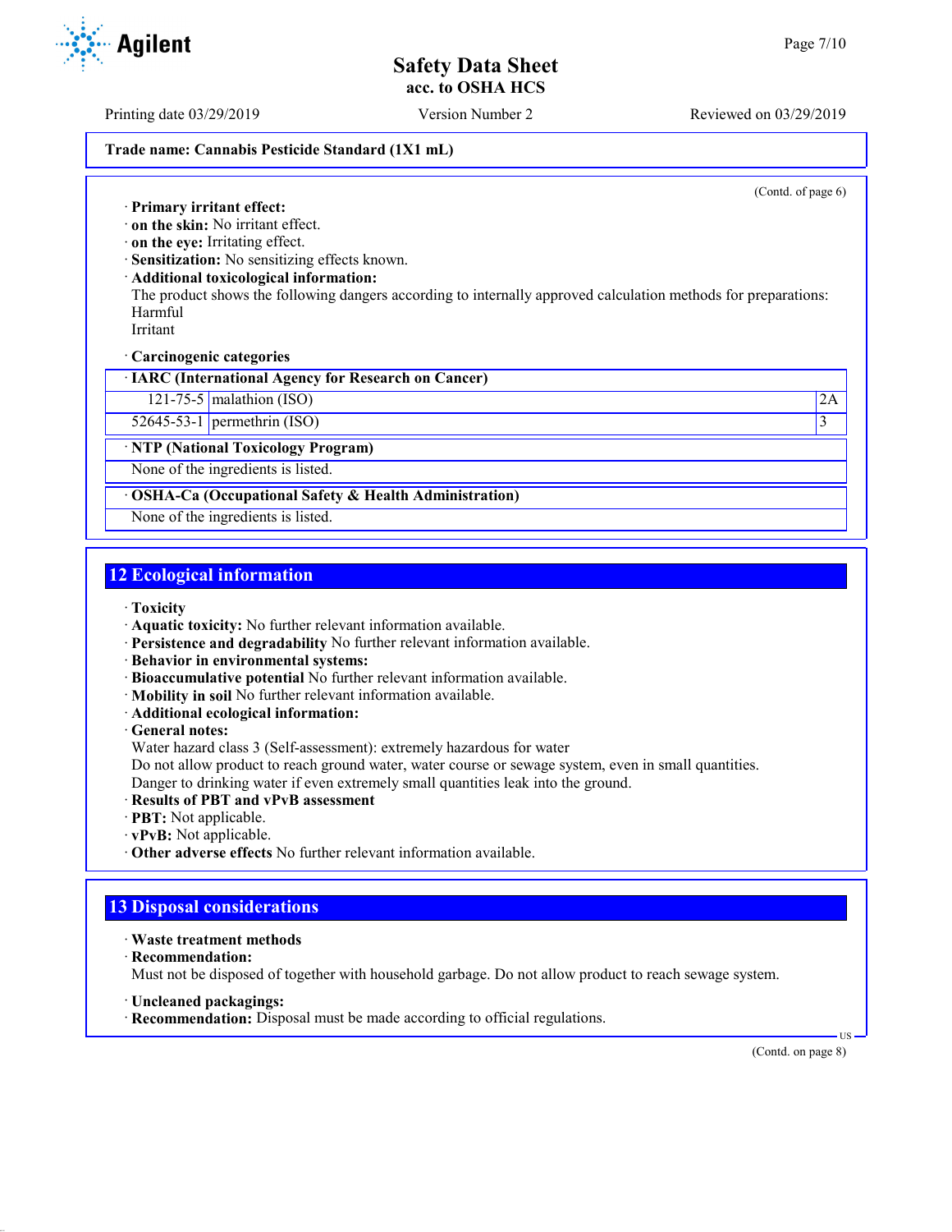**Trade name: Cannabis Pesticide Standard (1X1 mL)**

(Contd. of page 6)

· **Primary irritant effect:**
· **on the skin:** No irritant effect.
· **on the eye:** Irritating effect.
· **Sensitization:** No sensitizing effects known.
· **Additional toxicological information:**
The product shows the following dangers according to internally approved calculation methods for preparations:
Harmful
Irritant

· **Carcinogenic categories**

| · **IARC (International Agency for Research on Cancer)** | | |
|---|---|---|
| 121-75-5 | malathion (ISO) | 2A |
| 52645-53-1 | permethrin (ISO) | 3 |

| · **NTP (National Toxicology Program)** |
|---|
| None of the ingredients is listed. |

| · **OSHA-Ca (Occupational Safety & Health Administration)** |
|---|
| None of the ingredients is listed. |

## 12 Ecological information

· **Toxicity**
· **Aquatic toxicity:** No further relevant information available.
· **Persistence and degradability** No further relevant information available.
· **Behavior in environmental systems:**
· **Bioaccumulative potential** No further relevant information available.
· **Mobility in soil** No further relevant information available.
· **Additional ecological information:**
· **General notes:**
Water hazard class 3 (Self-assessment): extremely hazardous for water
Do not allow product to reach ground water, water course or sewage system, even in small quantities.
Danger to drinking water if even extremely small quantities leak into the ground.
· **Results of PBT and vPvB assessment**
· **PBT:** Not applicable.
· **vPvB:** Not applicable.
· **Other adverse effects** No further relevant information available.

## 13 Disposal considerations

· **Waste treatment methods**
· **Recommendation:**
Must not be disposed of together with household garbage. Do not allow product to reach sewage system.

· **Uncleaned packagings:**
· **Recommendation:** Disposal must be made according to official regulations.

(Contd. on page 8)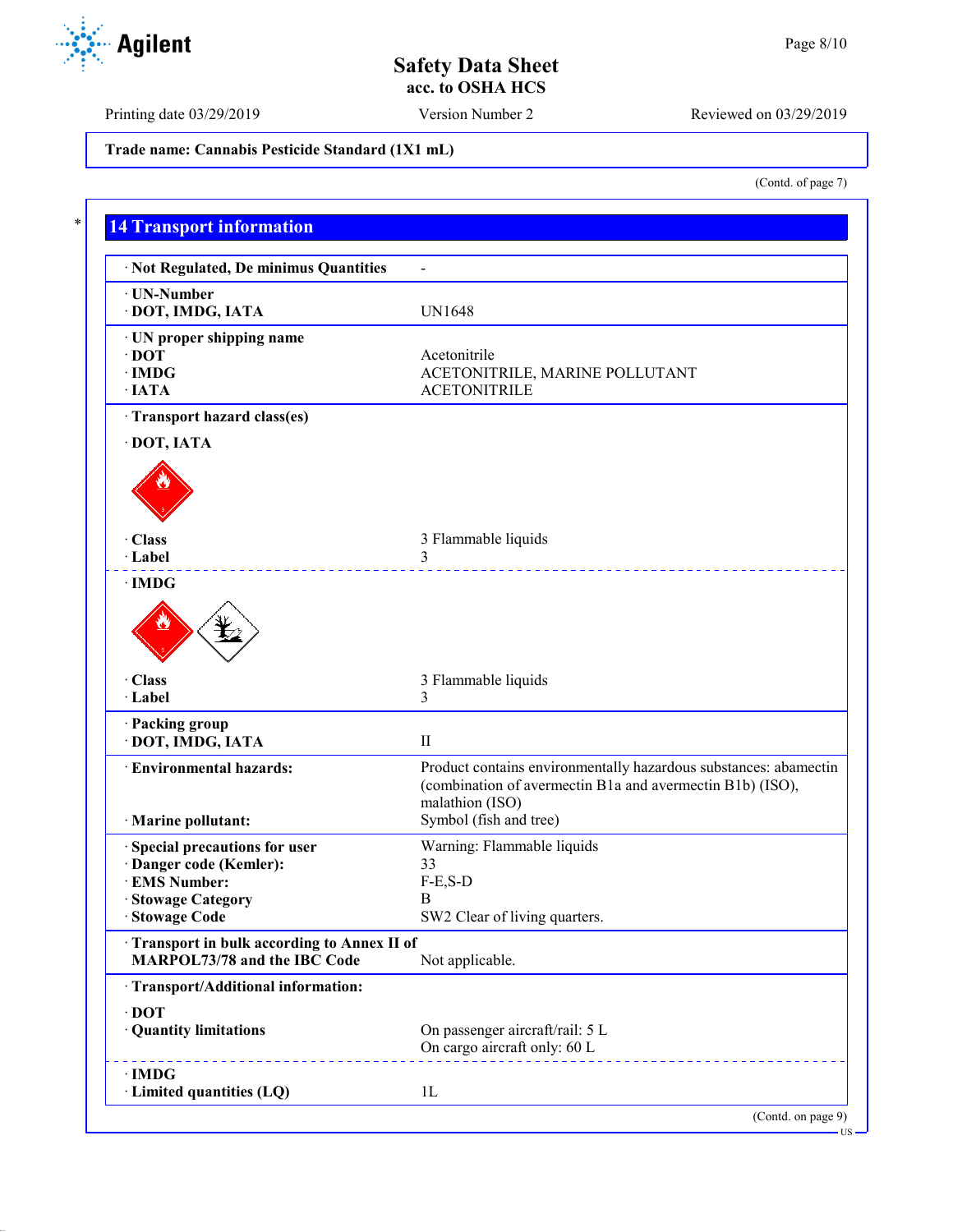Trade name: Cannabis Pesticide Standard (1X1 mL)

(Contd. of page 7)

## 14 Transport information

| | |
|---|---|
| · Not Regulated, De minimus Quantities | - |
| · UN-Number<br>· DOT, IMDG, IATA | UN1648 |
| · UN proper shipping name<br>· DOT<br>· IMDG<br>· IATA | <br>Acetonitrile<br>ACETONITRILE, MARINE POLLUTANT<br>ACETONITRILE |
| · Transport hazard class(es) | |
| · DOT, IATA | |
| · Class | 3 Flammable liquids |
| · Label | 3 |
| · IMDG | |
| · Class | 3 Flammable liquids |
| · Label | 3 |
| · Packing group<br>· DOT, IMDG, IATA | II |
| · Environmental hazards: | Product contains environmentally hazardous substances: abamectin (combination of avermectin B1a and avermectin B1b) (ISO), malathion (ISO) |
| · Marine pollutant: | Symbol (fish and tree) |
| · Special precautions for user | Warning: Flammable liquids |
| · Danger code (Kemler): | 33 |
| · EMS Number: | F-E,S-D |
| · Stowage Category | B |
| · Stowage Code | SW2 Clear of living quarters. |
| · Transport in bulk according to Annex II of MARPOL73/78 and the IBC Code | Not applicable. |
| · Transport/Additional information: | |
| · DOT<br>· Quantity limitations | On passenger aircraft/rail: 5 L<br>On cargo aircraft only: 60 L |
| · IMDG<br>· Limited quantities (LQ) | 1L |

(Contd. on page 9)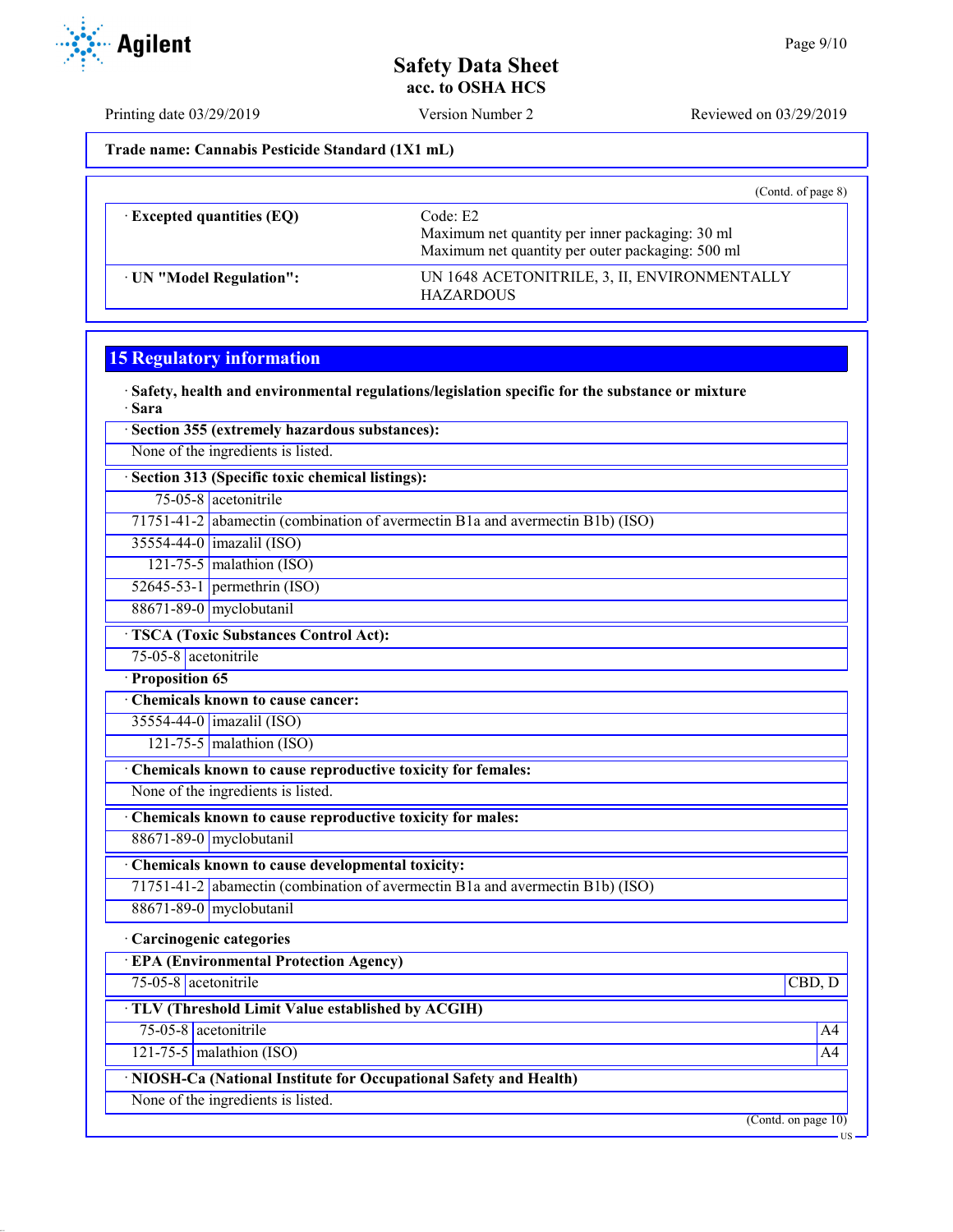Safety Data Sheet
acc. to OSHA HCS

Printing date 03/29/2019 | Version Number 2 | Reviewed on 03/29/2019

**Trade name: Cannabis Pesticide Standard (1X1 mL)**

(Contd. of page 8)

| | |
|---|---|
| · **Excepted quantities (EQ)** | Code: E2<br>Maximum net quantity per inner packaging: 30 ml<br>Maximum net quantity per outer packaging: 500 ml |
| · **UN "Model Regulation":** | UN 1648 ACETONITRILE, 3, II, ENVIRONMENTALLY HAZARDOUS |

## 15 Regulatory information

· **Safety, health and environmental regulations/legislation specific for the substance or mixture**
· **Sara**

· **Section 355 (extremely hazardous substances):**

None of the ingredients is listed.

· **Section 313 (Specific toxic chemical listings):**

| | |
|---|---|
| 75-05-8 | acetonitrile |
| 71751-41-2 | abamectin (combination of avermectin B1a and avermectin B1b) (ISO) |
| 35554-44-0 | imazalil (ISO) |
| 121-75-5 | malathion (ISO) |
| 52645-53-1 | permethrin (ISO) |
| 88671-89-0 | myclobutanil |

· **TSCA (Toxic Substances Control Act):**

| | |
|---|---|
| 75-05-8 | acetonitrile |

· **Proposition 65**

· **Chemicals known to cause cancer:**

| | |
|---|---|
| 35554-44-0 | imazalil (ISO) |
| 121-75-5 | malathion (ISO) |

· **Chemicals known to cause reproductive toxicity for females:**

None of the ingredients is listed.

· **Chemicals known to cause reproductive toxicity for males:**

| | |
|---|---|
| 88671-89-0 | myclobutanil |

· **Chemicals known to cause developmental toxicity:**

| | |
|---|---|
| 71751-41-2 | abamectin (combination of avermectin B1a and avermectin B1b) (ISO) |
| 88671-89-0 | myclobutanil |

· **Carcinogenic categories**

· **EPA (Environmental Protection Agency)**

| | | |
|---|---|---|
| 75-05-8 | acetonitrile | CBD, D |

· **TLV (Threshold Limit Value established by ACGIH)**

| | | |
|---|---|---|
| 75-05-8 | acetonitrile | A4 |
| 121-75-5 | malathion (ISO) | A4 |

· **NIOSH-Ca (National Institute for Occupational Safety and Health)**

None of the ingredients is listed.

(Contd. on page 10)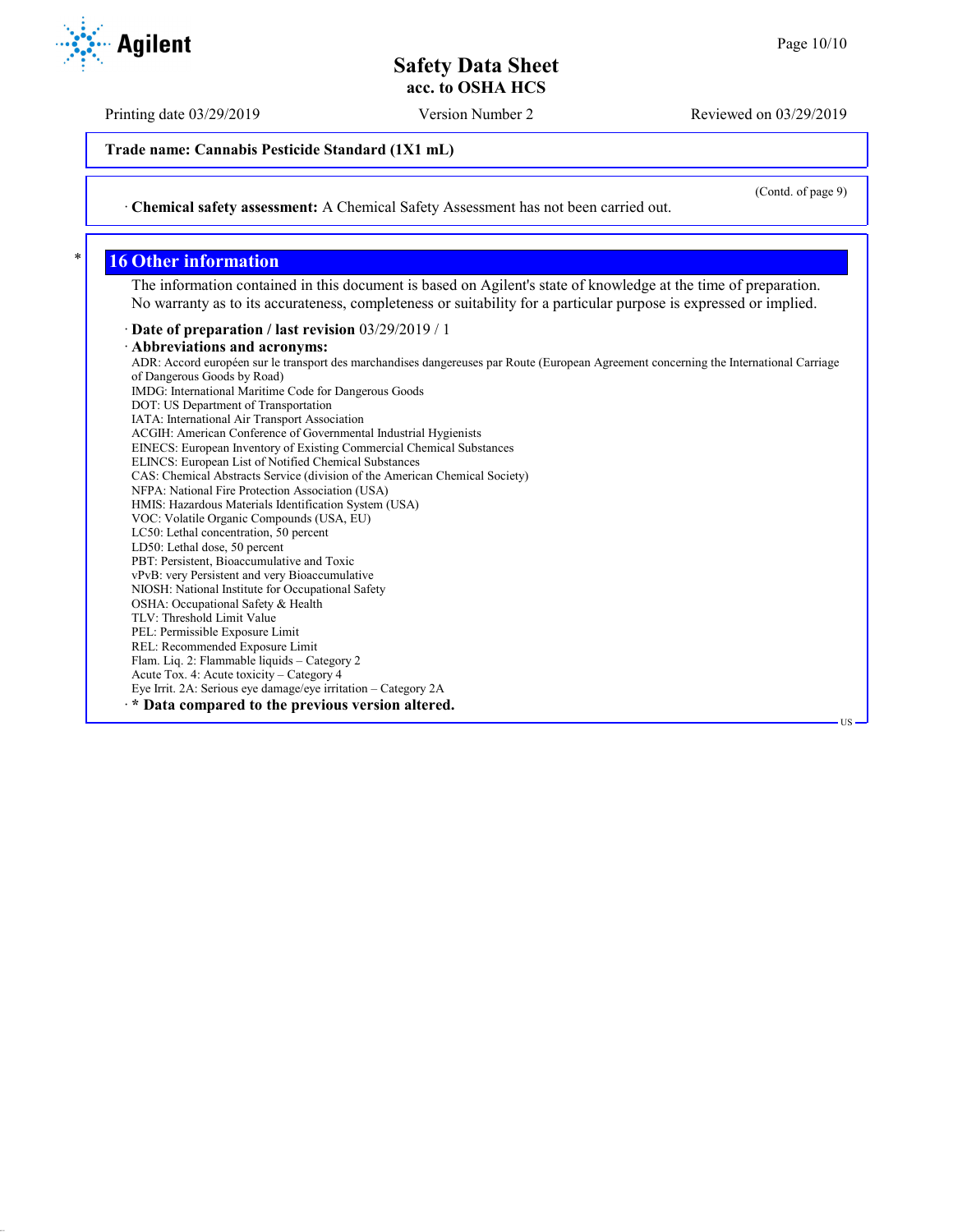(Contd. of page 9)

· **Chemical safety assessment:** A Chemical Safety Assessment has not been carried out.

## 16 Other information

The information contained in this document is based on Agilent's state of knowledge at the time of preparation. No warranty as to its accurateness, completeness or suitability for a particular purpose is expressed or implied.

· **Date of preparation / last revision** 03/29/2019 / 1

· **Abbreviations and acronyms:**

ADR: Accord européen sur le transport des marchandises dangereuses par Route (European Agreement concerning the International Carriage of Dangerous Goods by Road)
IMDG: International Maritime Code for Dangerous Goods
DOT: US Department of Transportation
IATA: International Air Transport Association
ACGIH: American Conference of Governmental Industrial Hygienists
EINECS: European Inventory of Existing Commercial Chemical Substances
ELINCS: European List of Notified Chemical Substances
CAS: Chemical Abstracts Service (division of the American Chemical Society)
NFPA: National Fire Protection Association (USA)
HMIS: Hazardous Materials Identification System (USA)
VOC: Volatile Organic Compounds (USA, EU)
LC50: Lethal concentration, 50 percent
LD50: Lethal dose, 50 percent
PBT: Persistent, Bioaccumulative and Toxic
vPvB: very Persistent and very Bioaccumulative
NIOSH: National Institute for Occupational Safety
OSHA: Occupational Safety & Health
TLV: Threshold Limit Value
PEL: Permissible Exposure Limit
REL: Recommended Exposure Limit
Flam. Liq. 2: Flammable liquids – Category 2
Acute Tox. 4: Acute toxicity – Category 4
Eye Irrit. 2A: Serious eye damage/eye irritation – Category 2A

· **\* Data compared to the previous version altered.**